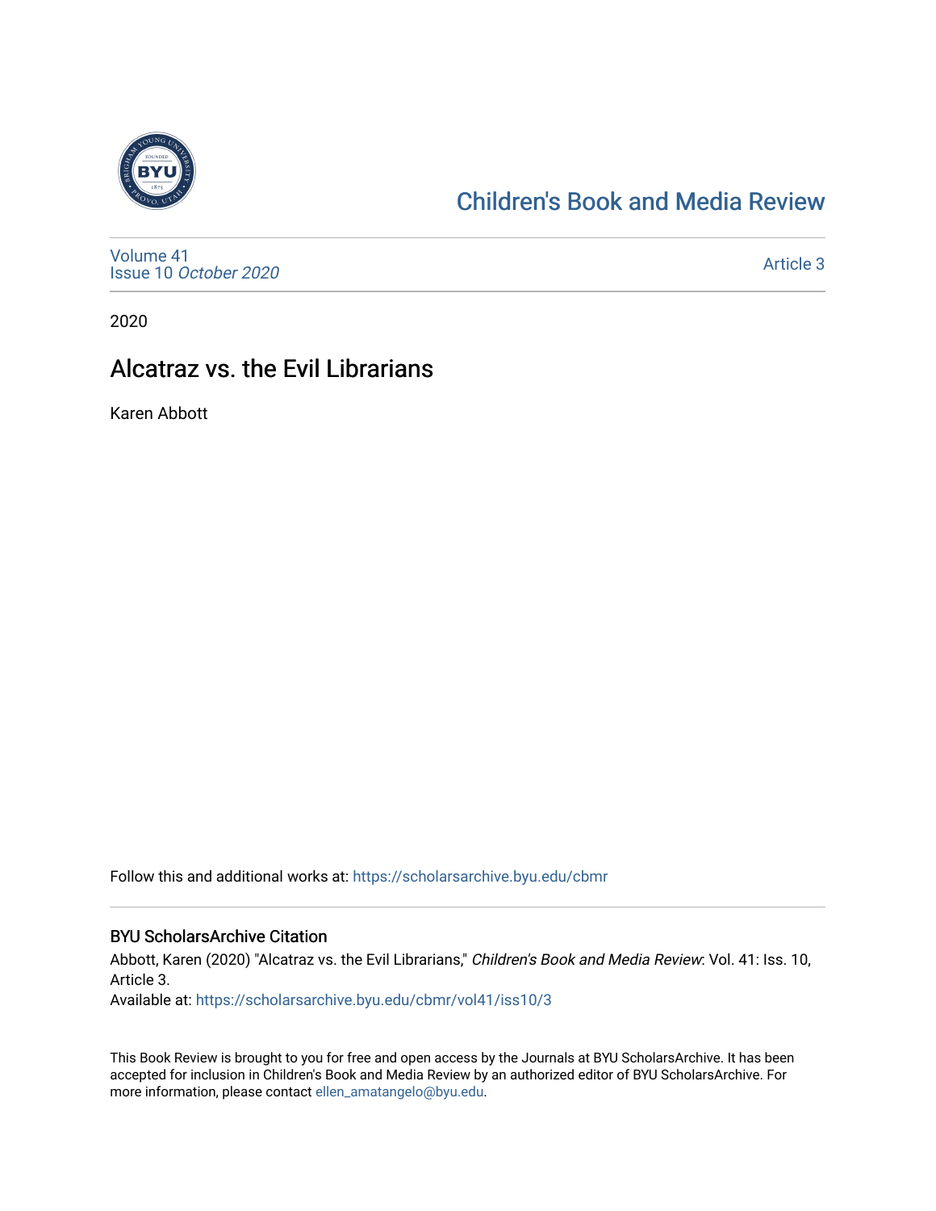Children's Book and Media Review

Volume 41
Issue 10 *October 2020*

Article 3

2020

# Alcatraz vs. the Evil Librarians

Karen Abbott

Follow this and additional works at: https://scholarsarchive.byu.edu/cbmr

## BYU ScholarsArchive Citation

Abbott, Karen (2020) "Alcatraz vs. the Evil Librarians," *Children's Book and Media Review*: Vol. 41: Iss. 10, Article 3.

Available at: https://scholarsarchive.byu.edu/cbmr/vol41/iss10/3

This Book Review is brought to you for free and open access by the Journals at BYU ScholarsArchive. It has been accepted for inclusion in Children's Book and Media Review by an authorized editor of BYU ScholarsArchive. For more information, please contact ellen_amatangelo@byu.edu.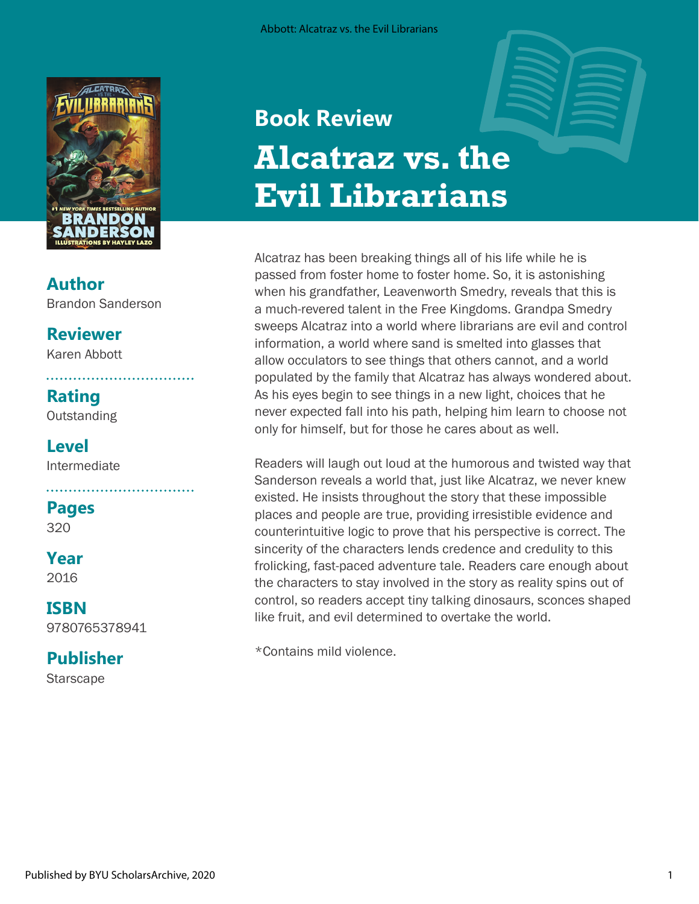## Book Review

# Alcatraz vs. the Evil Librarians

**Author**
Brandon Sanderson

**Reviewer**
Karen Abbott

**Rating**
Outstanding

**Level**
Intermediate

**Pages**
320

**Year**
2016

**ISBN**
9780765378941

**Publisher**
Starscape

Alcatraz has been breaking things all of his life while he is passed from foster home to foster home. So, it is astonishing when his grandfather, Leavenworth Smedry, reveals that this is a much-revered talent in the Free Kingdoms. Grandpa Smedry sweeps Alcatraz into a world where librarians are evil and control information, a world where sand is smelted into glasses that allow occulators to see things that others cannot, and a world populated by the family that Alcatraz has always wondered about. As his eyes begin to see things in a new light, choices that he never expected fall into his path, helping him learn to choose not only for himself, but for those he cares about as well.

Readers will laugh out loud at the humorous and twisted way that Sanderson reveals a world that, just like Alcatraz, we never knew existed. He insists throughout the story that these impossible places and people are true, providing irresistible evidence and counterintuitive logic to prove that his perspective is correct. The sincerity of the characters lends credence and credulity to this frolicking, fast-paced adventure tale. Readers care enough about the characters to stay involved in the story as reality spins out of control, so readers accept tiny talking dinosaurs, sconces shaped like fruit, and evil determined to overtake the world.

*Contains mild violence.